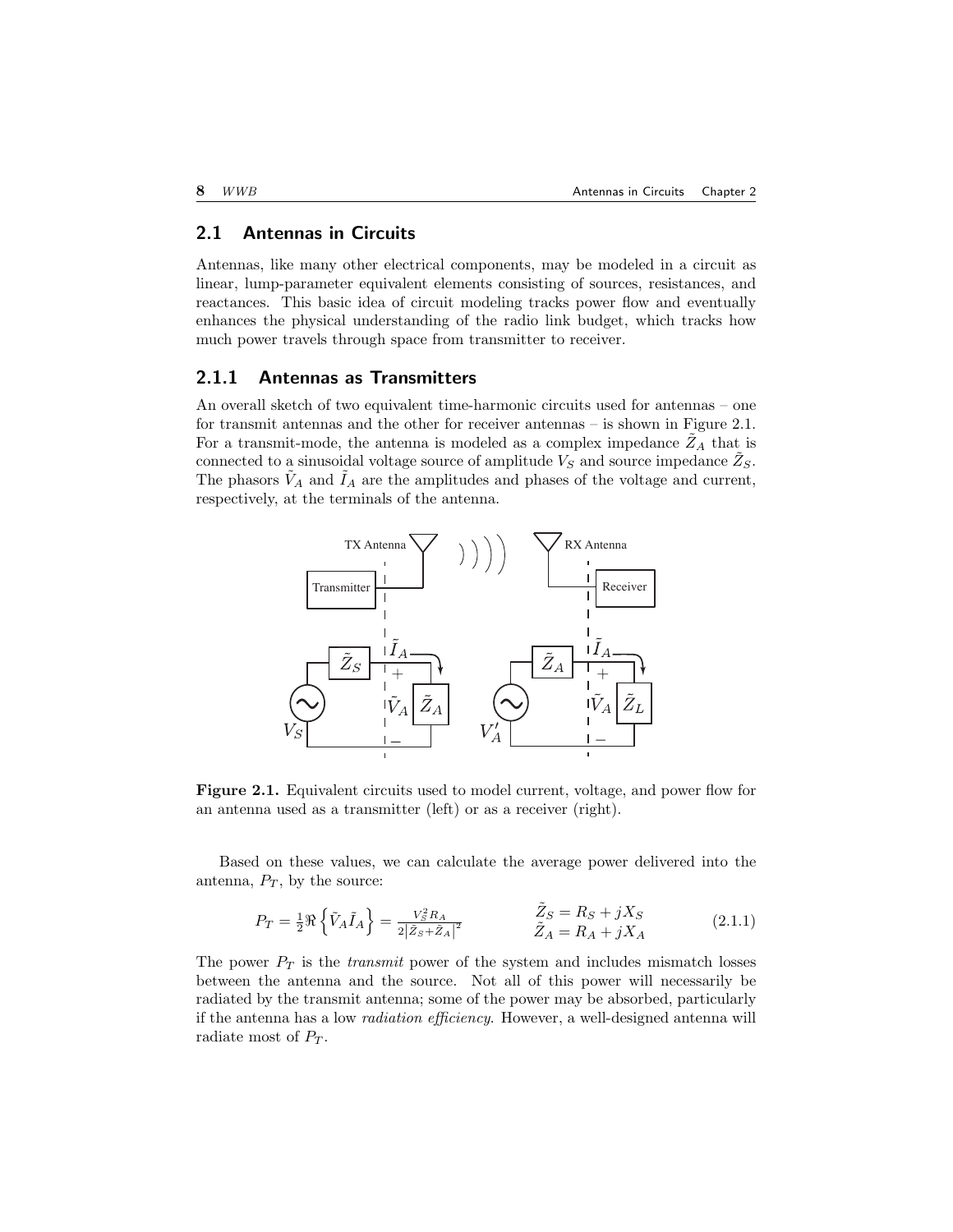## 2.1 Antennas in Circuits

Antennas, like many other electrical components, may be modeled in a circuit as linear, lump-parameter equivalent elements consisting of sources, resistances, and reactances. This basic idea of circuit modeling tracks power flow and eventually enhances the physical understanding of the radio link budget, which tracks how much power travels through space from transmitter to receiver.

### 2.1.1 Antennas as Transmitters

An overall sketch of two equivalent time-harmonic circuits used for antennas – one for transmit antennas and the other for receiver antennas – is shown in Figure 2.1. For a transmit-mode, the antenna is modeled as a complex impedance $\tilde{Z}_A$ that is connected to a sinusoidal voltage source of amplitude $V_S$ and source impedance $\tilde{Z}_S$. The phasors $\tilde{V}_A$ and $\tilde{I}_A$ are the amplitudes and phases of the voltage and current, respectively, at the terminals of the antenna.

**Figure 2.1.** Equivalent circuits used to model current, voltage, and power flow for an antenna used as a transmitter (left) or as a receiver (right).

Based on these values, we can calculate the average power delivered into the antenna, $P_T$, by the source:

$$P_T = \frac{1}{2}\Re\left\{\tilde{V}_A \tilde{I}_A\right\} = \frac{V_S^2 R_A}{2\left|\tilde{Z}_S + \tilde{Z}_A\right|^2} \qquad \begin{array}{l}\tilde{Z}_S = R_S + jX_S \\ \tilde{Z}_A = R_A + jX_A\end{array} \tag{2.1.1}$$

The power $P_T$ is the *transmit* power of the system and includes mismatch losses between the antenna and the source. Not all of this power will necessarily be radiated by the transmit antenna; some of the power may be absorbed, particularly if the antenna has a low *radiation efficiency*. However, a well-designed antenna will radiate most of $P_T$.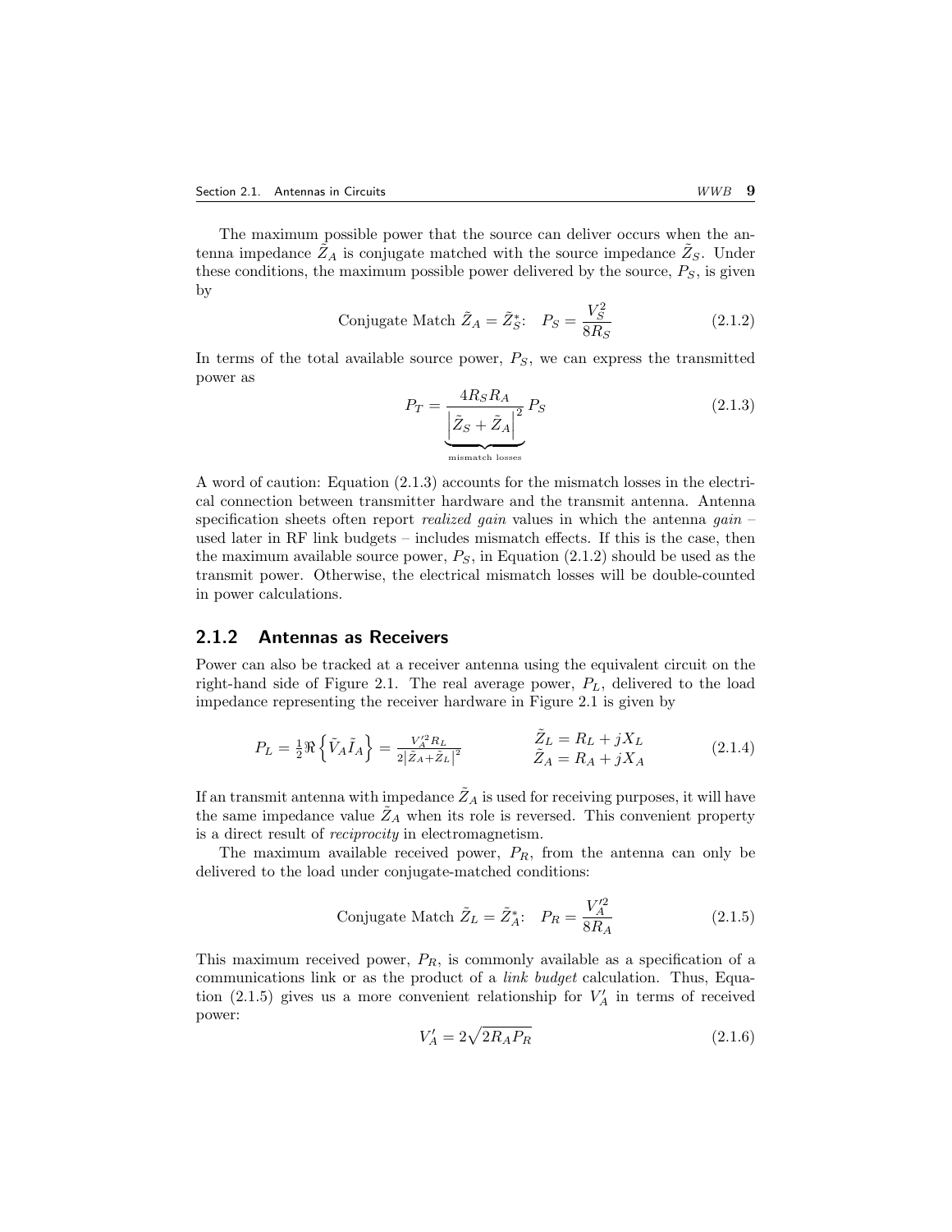The maximum possible power that the source can deliver occurs when the antenna impedance $\tilde{Z}_A$ is conjugate matched with the source impedance $\tilde{Z}_S$. Under these conditions, the maximum possible power delivered by the source, $P_S$, is given by

$$\text{Conjugate Match } \tilde{Z}_A = \tilde{Z}_S^*: \quad P_S = \frac{V_S^2}{8R_S} \tag{2.1.2}$$

In terms of the total available source power, $P_S$, we can express the transmitted power as

$$P_T = \underbrace{\frac{4R_S R_A}{\left|\tilde{Z}_S + \tilde{Z}_A\right|^2}}_{\text{mismatch losses}} P_S \tag{2.1.3}$$

A word of caution: Equation (2.1.3) accounts for the mismatch losses in the electrical connection between transmitter hardware and the transmit antenna. Antenna specification sheets often report *realized gain* values in which the antenna *gain* – used later in RF link budgets – includes mismatch effects. If this is the case, then the maximum available source power, $P_S$, in Equation (2.1.2) should be used as the transmit power. Otherwise, the electrical mismatch losses will be double-counted in power calculations.

### 2.1.2 Antennas as Receivers

Power can also be tracked at a receiver antenna using the equivalent circuit on the right-hand side of Figure 2.1. The real average power, $P_L$, delivered to the load impedance representing the receiver hardware in Figure 2.1 is given by

$$P_L = \tfrac{1}{2}\Re\left\{\tilde{V}_A \tilde{I}_A\right\} = \frac{V_A'^2 R_L}{2\left|\tilde{Z}_A + \tilde{Z}_L\right|^2} \qquad \begin{array}{l} \tilde{Z}_L = R_L + jX_L \\ \tilde{Z}_A = R_A + jX_A \end{array} \tag{2.1.4}$$

If an transmit antenna with impedance $\tilde{Z}_A$ is used for receiving purposes, it will have the same impedance value $\tilde{Z}_A$ when its role is reversed. This convenient property is a direct result of *reciprocity* in electromagnetism.

The maximum available received power, $P_R$, from the antenna can only be delivered to the load under conjugate-matched conditions:

$$\text{Conjugate Match } \tilde{Z}_L = \tilde{Z}_A^*: \quad P_R = \frac{V_A'^2}{8R_A} \tag{2.1.5}$$

This maximum received power, $P_R$, is commonly available as a specification of a communications link or as the product of a *link budget* calculation. Thus, Equation (2.1.5) gives us a more convenient relationship for $V_A'$ in terms of received power:

$$V_A' = 2\sqrt{2R_A P_R} \tag{2.1.6}$$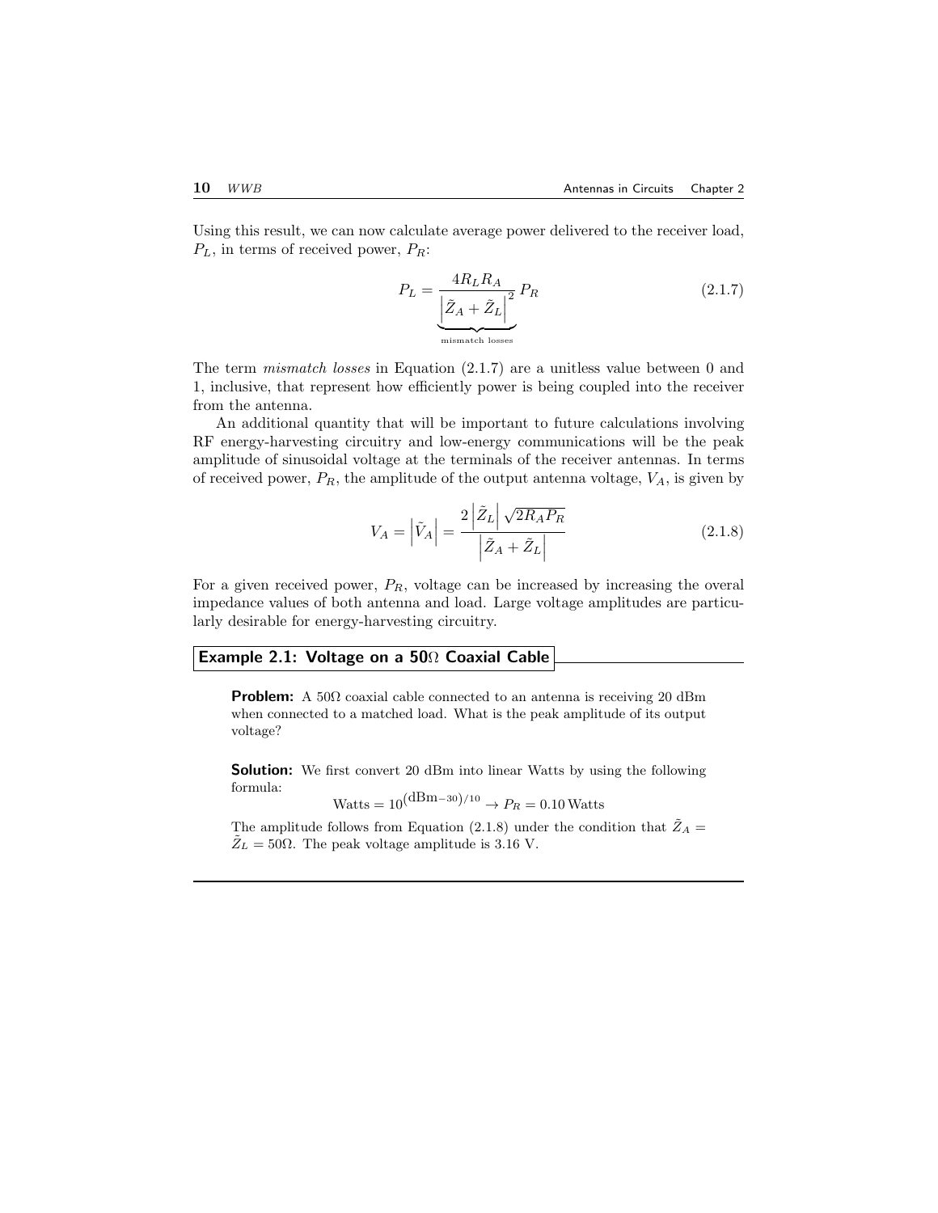Using this result, we can now calculate average power delivered to the receiver load, $P_L$, in terms of received power, $P_R$:

$$P_L = \underbrace{\frac{4R_L R_A}{\left|\tilde{Z}_A + \tilde{Z}_L\right|^2}}_{\text{mismatch losses}} P_R \tag{2.1.7}$$

The term *mismatch losses* in Equation (2.1.7) are a unitless value between 0 and 1, inclusive, that represent how efficiently power is being coupled into the receiver from the antenna.

An additional quantity that will be important to future calculations involving RF energy-harvesting circuitry and low-energy communications will be the peak amplitude of sinusoidal voltage at the terminals of the receiver antennas. In terms of received power, $P_R$, the amplitude of the output antenna voltage, $V_A$, is given by

$$V_A = \left|\tilde{V}_A\right| = \frac{2\left|\tilde{Z}_L\right|\sqrt{2R_A P_R}}{\left|\tilde{Z}_A + \tilde{Z}_L\right|} \tag{2.1.8}$$

For a given received power, $P_R$, voltage can be increased by increasing the overal impedance values of both antenna and load. Large voltage amplitudes are particularly desirable for energy-harvesting circuitry.

**Example 2.1: Voltage on a 50Ω Coaxial Cable**

**Problem:** A 50Ω coaxial cable connected to an antenna is receiving 20 dBm when connected to a matched load. What is the peak amplitude of its output voltage?

**Solution:** We first convert 20 dBm into linear Watts by using the following formula:

$$\text{Watts} = 10^{(\text{dBm}-30)/10} \rightarrow P_R = 0.10\,\text{Watts}$$

The amplitude follows from Equation (2.1.8) under the condition that $\tilde{Z}_A = \tilde{Z}_L = 50\Omega$. The peak voltage amplitude is 3.16 V.